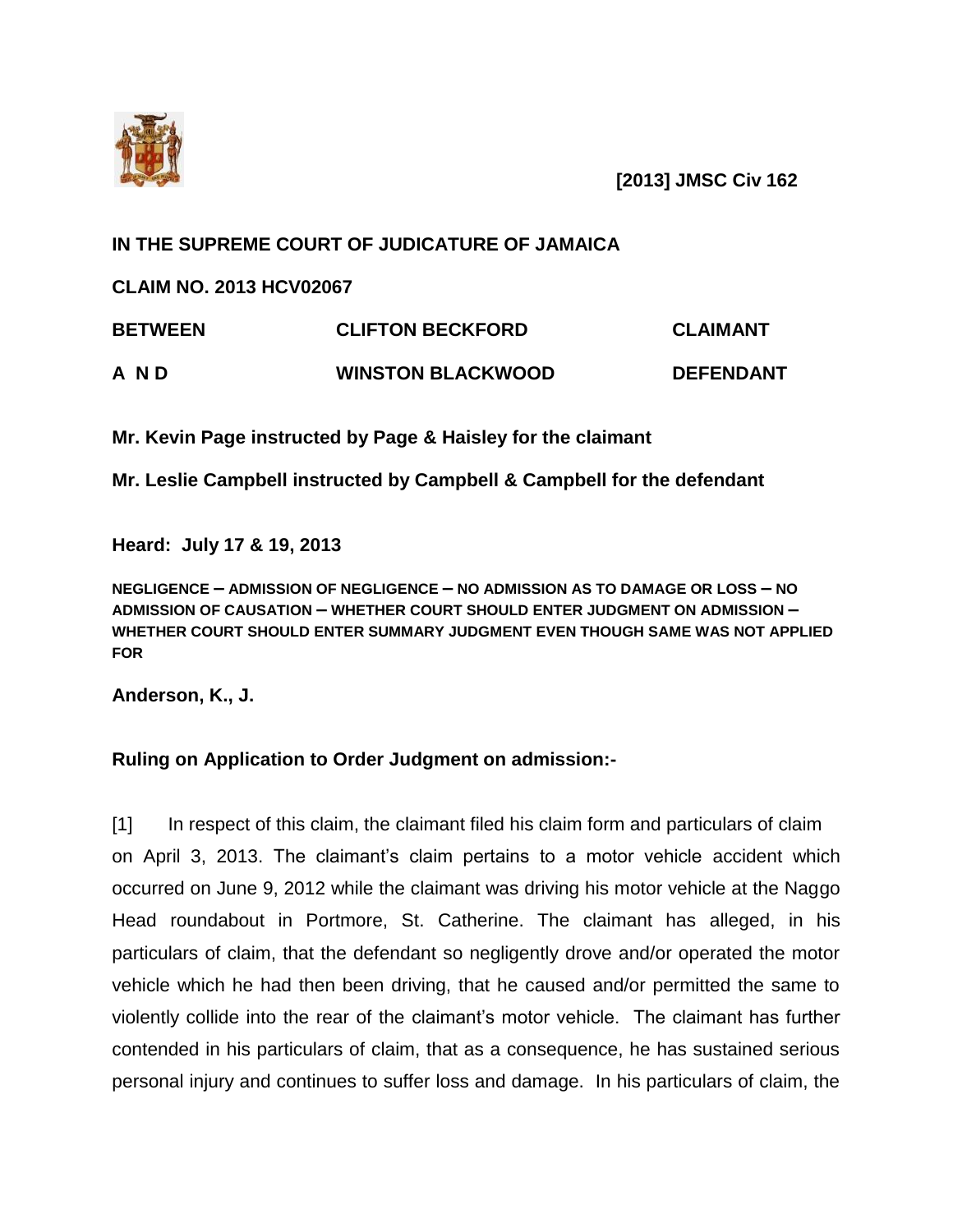**[2013] JMSC Civ 162**

**IN THE SUPREME COURT OF JUDICATURE OF JAMAICA**

**CLAIM NO. 2013 HCV02067**

| | | |
|---|---|---|
| **BETWEEN** | **CLIFTON BECKFORD** | **CLAIMANT** |
| **A N D** | **WINSTON BLACKWOOD** | **DEFENDANT** |

**Mr. Kevin Page instructed by Page & Haisley for the claimant**

**Mr. Leslie Campbell instructed by Campbell & Campbell for the defendant**

**Heard: July 17 & 19, 2013**

**NEGLIGENCE – ADMISSION OF NEGLIGENCE – NO ADMISSION AS TO DAMAGE OR LOSS – NO ADMISSION OF CAUSATION – WHETHER COURT SHOULD ENTER JUDGMENT ON ADMISSION – WHETHER COURT SHOULD ENTER SUMMARY JUDGMENT EVEN THOUGH SAME WAS NOT APPLIED FOR**

**Anderson, K., J.**

**Ruling on Application to Order Judgment on admission:-**

[1] In respect of this claim, the claimant filed his claim form and particulars of claim on April 3, 2013. The claimant's claim pertains to a motor vehicle accident which occurred on June 9, 2012 while the claimant was driving his motor vehicle at the Naggo Head roundabout in Portmore, St. Catherine. The claimant has alleged, in his particulars of claim, that the defendant so negligently drove and/or operated the motor vehicle which he had then been driving, that he caused and/or permitted the same to violently collide into the rear of the claimant's motor vehicle. The claimant has further contended in his particulars of claim, that as a consequence, he has sustained serious personal injury and continues to suffer loss and damage. In his particulars of claim, the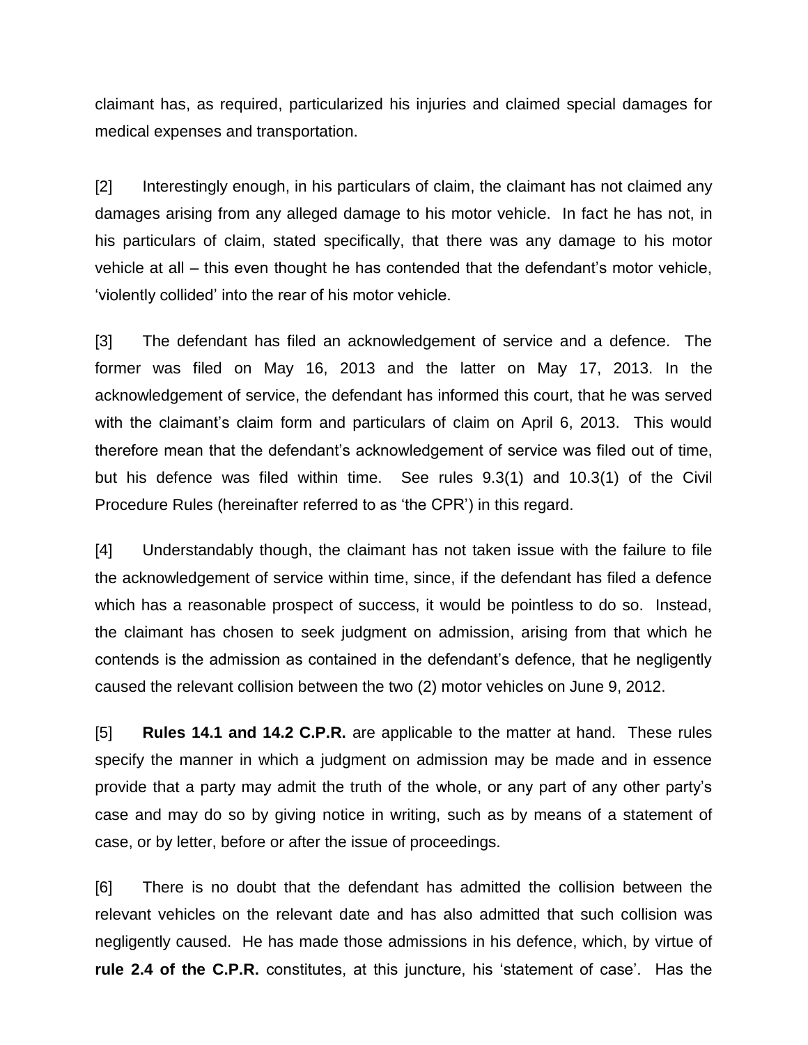claimant has, as required, particularized his injuries and claimed special damages for medical expenses and transportation.

[2] Interestingly enough, in his particulars of claim, the claimant has not claimed any damages arising from any alleged damage to his motor vehicle. In fact he has not, in his particulars of claim, stated specifically, that there was any damage to his motor vehicle at all – this even thought he has contended that the defendant's motor vehicle, 'violently collided' into the rear of his motor vehicle.

[3] The defendant has filed an acknowledgement of service and a defence. The former was filed on May 16, 2013 and the latter on May 17, 2013. In the acknowledgement of service, the defendant has informed this court, that he was served with the claimant's claim form and particulars of claim on April 6, 2013. This would therefore mean that the defendant's acknowledgement of service was filed out of time, but his defence was filed within time. See rules 9.3(1) and 10.3(1) of the Civil Procedure Rules (hereinafter referred to as 'the CPR') in this regard.

[4] Understandably though, the claimant has not taken issue with the failure to file the acknowledgement of service within time, since, if the defendant has filed a defence which has a reasonable prospect of success, it would be pointless to do so. Instead, the claimant has chosen to seek judgment on admission, arising from that which he contends is the admission as contained in the defendant's defence, that he negligently caused the relevant collision between the two (2) motor vehicles on June 9, 2012.

[5] **Rules 14.1 and 14.2 C.P.R.** are applicable to the matter at hand. These rules specify the manner in which a judgment on admission may be made and in essence provide that a party may admit the truth of the whole, or any part of any other party's case and may do so by giving notice in writing, such as by means of a statement of case, or by letter, before or after the issue of proceedings.

[6] There is no doubt that the defendant has admitted the collision between the relevant vehicles on the relevant date and has also admitted that such collision was negligently caused. He has made those admissions in his defence, which, by virtue of **rule 2.4 of the C.P.R.** constitutes, at this juncture, his 'statement of case'. Has the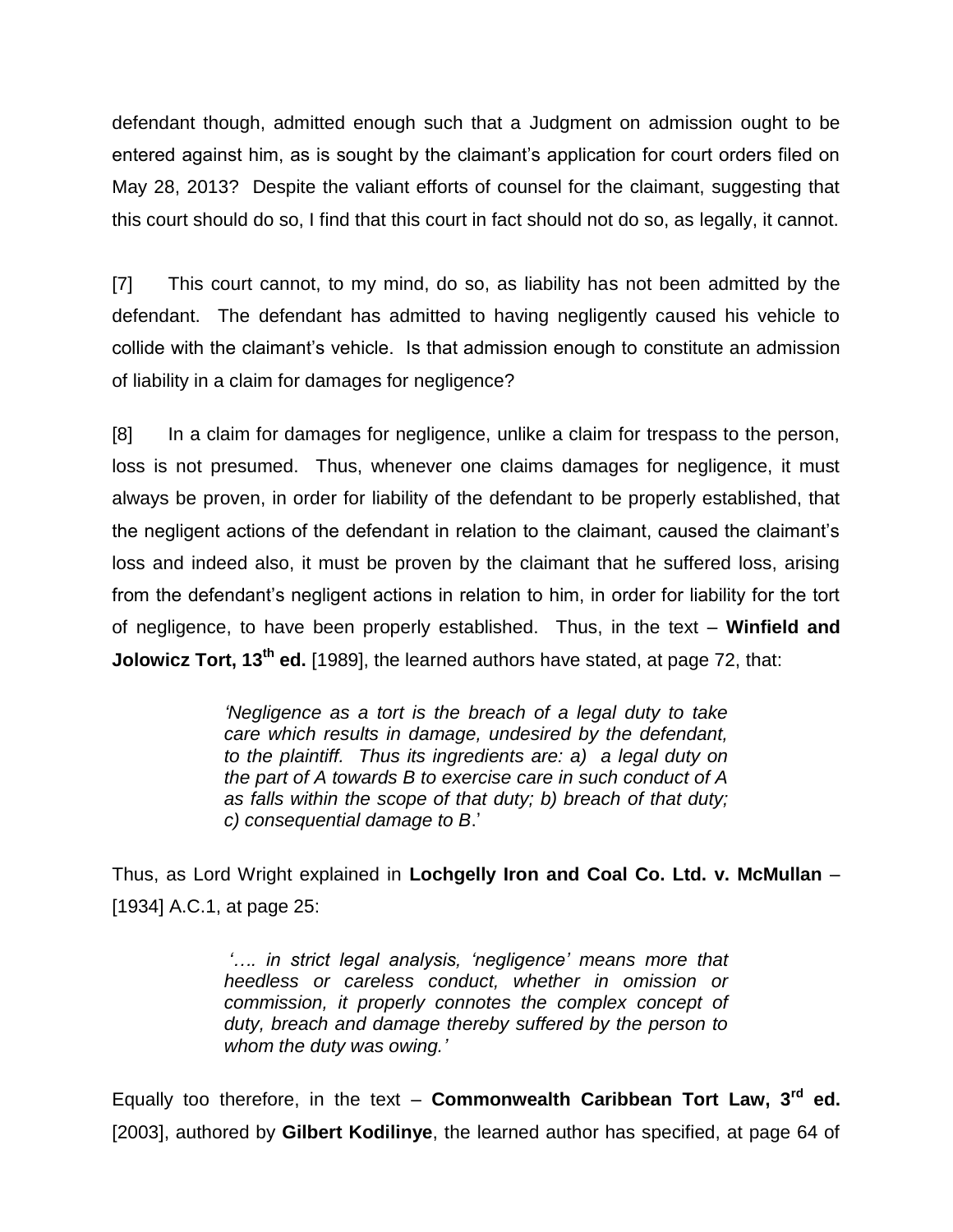defendant though, admitted enough such that a Judgment on admission ought to be entered against him, as is sought by the claimant's application for court orders filed on May 28, 2013? Despite the valiant efforts of counsel for the claimant, suggesting that this court should do so, I find that this court in fact should not do so, as legally, it cannot.

[7] This court cannot, to my mind, do so, as liability has not been admitted by the defendant. The defendant has admitted to having negligently caused his vehicle to collide with the claimant's vehicle. Is that admission enough to constitute an admission of liability in a claim for damages for negligence?

[8] In a claim for damages for negligence, unlike a claim for trespass to the person, loss is not presumed. Thus, whenever one claims damages for negligence, it must always be proven, in order for liability of the defendant to be properly established, that the negligent actions of the defendant in relation to the claimant, caused the claimant's loss and indeed also, it must be proven by the claimant that he suffered loss, arising from the defendant's negligent actions in relation to him, in order for liability for the tort of negligence, to have been properly established. Thus, in the text – **Winfield and Jolowicz Tort, 13th ed.** [1989], the learned authors have stated, at page 72, that:

> *'Negligence as a tort is the breach of a legal duty to take care which results in damage, undesired by the defendant, to the plaintiff. Thus its ingredients are: a) a legal duty on the part of A towards B to exercise care in such conduct of A as falls within the scope of that duty; b) breach of that duty; c) consequential damage to B*.'

Thus, as Lord Wright explained in **Lochgelly Iron and Coal Co. Ltd. v. McMullan** – [1934] A.C.1, at page 25:

> *'…. in strict legal analysis, 'negligence' means more that heedless or careless conduct, whether in omission or commission, it properly connotes the complex concept of duty, breach and damage thereby suffered by the person to whom the duty was owing.'*

Equally too therefore, in the text – **Commonwealth Caribbean Tort Law, 3rd ed.** [2003], authored by **Gilbert Kodilinye**, the learned author has specified, at page 64 of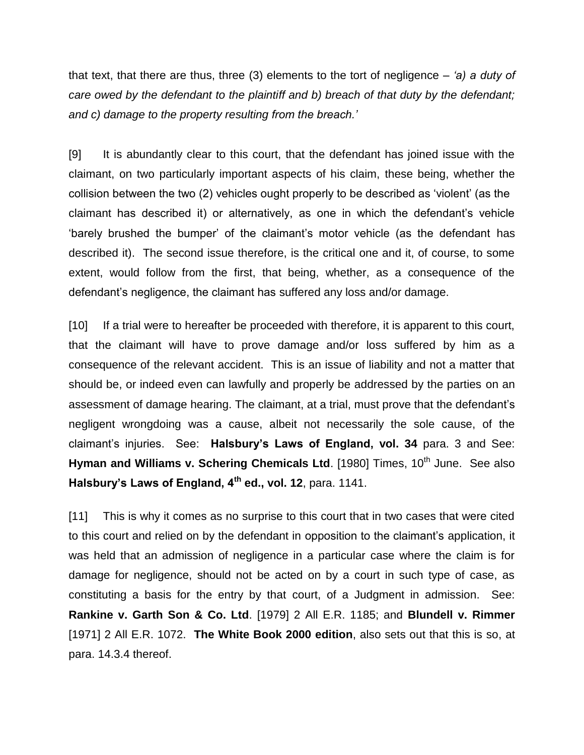that text, that there are thus, three (3) elements to the tort of negligence – *'a) a duty of care owed by the defendant to the plaintiff and b) breach of that duty by the defendant; and c) damage to the property resulting from the breach.'*

[9] It is abundantly clear to this court, that the defendant has joined issue with the claimant, on two particularly important aspects of his claim, these being, whether the collision between the two (2) vehicles ought properly to be described as 'violent' (as the claimant has described it) or alternatively, as one in which the defendant's vehicle 'barely brushed the bumper' of the claimant's motor vehicle (as the defendant has described it). The second issue therefore, is the critical one and it, of course, to some extent, would follow from the first, that being, whether, as a consequence of the defendant's negligence, the claimant has suffered any loss and/or damage.

[10] If a trial were to hereafter be proceeded with therefore, it is apparent to this court, that the claimant will have to prove damage and/or loss suffered by him as a consequence of the relevant accident. This is an issue of liability and not a matter that should be, or indeed even can lawfully and properly be addressed by the parties on an assessment of damage hearing. The claimant, at a trial, must prove that the defendant's negligent wrongdoing was a cause, albeit not necessarily the sole cause, of the claimant's injuries. See: **Halsbury's Laws of England, vol. 34** para. 3 and See: **Hyman and Williams v. Schering Chemicals Ltd**. [1980] Times, 10th June. See also **Halsbury's Laws of England, 4th ed., vol. 12**, para. 1141.

[11] This is why it comes as no surprise to this court that in two cases that were cited to this court and relied on by the defendant in opposition to the claimant's application, it was held that an admission of negligence in a particular case where the claim is for damage for negligence, should not be acted on by a court in such type of case, as constituting a basis for the entry by that court, of a Judgment in admission. See: **Rankine v. Garth Son & Co. Ltd**. [1979] 2 All E.R. 1185; and **Blundell v. Rimmer** [1971] 2 All E.R. 1072. **The White Book 2000 edition**, also sets out that this is so, at para. 14.3.4 thereof.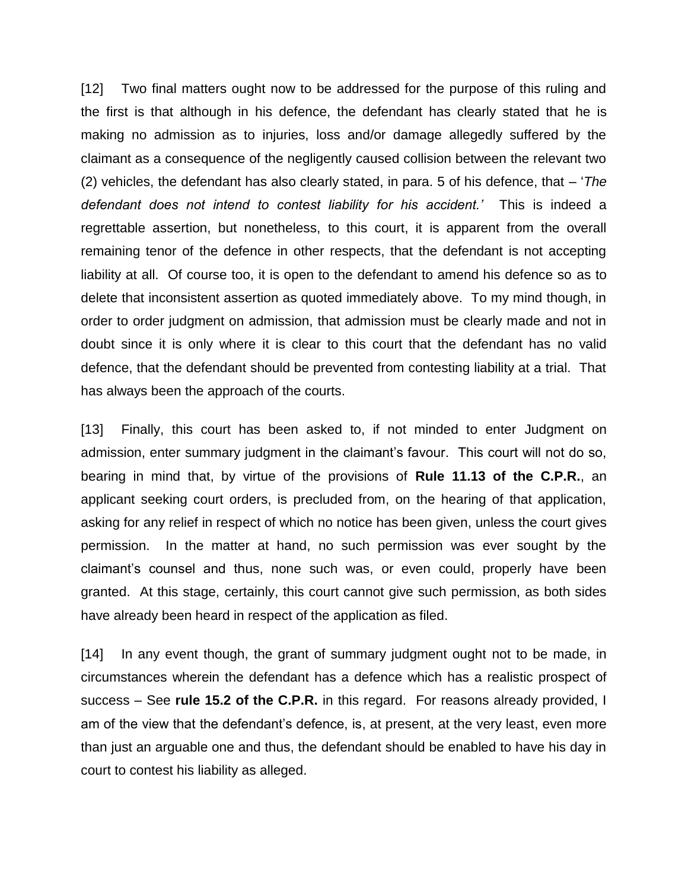[12] Two final matters ought now to be addressed for the purpose of this ruling and the first is that although in his defence, the defendant has clearly stated that he is making no admission as to injuries, loss and/or damage allegedly suffered by the claimant as a consequence of the negligently caused collision between the relevant two (2) vehicles, the defendant has also clearly stated, in para. 5 of his defence, that – '*The defendant does not intend to contest liability for his accident.'* This is indeed a regrettable assertion, but nonetheless, to this court, it is apparent from the overall remaining tenor of the defence in other respects, that the defendant is not accepting liability at all. Of course too, it is open to the defendant to amend his defence so as to delete that inconsistent assertion as quoted immediately above. To my mind though, in order to order judgment on admission, that admission must be clearly made and not in doubt since it is only where it is clear to this court that the defendant has no valid defence, that the defendant should be prevented from contesting liability at a trial. That has always been the approach of the courts.

[13] Finally, this court has been asked to, if not minded to enter Judgment on admission, enter summary judgment in the claimant's favour. This court will not do so, bearing in mind that, by virtue of the provisions of **Rule 11.13 of the C.P.R.**, an applicant seeking court orders, is precluded from, on the hearing of that application, asking for any relief in respect of which no notice has been given, unless the court gives permission. In the matter at hand, no such permission was ever sought by the claimant's counsel and thus, none such was, or even could, properly have been granted. At this stage, certainly, this court cannot give such permission, as both sides have already been heard in respect of the application as filed.

[14] In any event though, the grant of summary judgment ought not to be made, in circumstances wherein the defendant has a defence which has a realistic prospect of success – See **rule 15.2 of the C.P.R.** in this regard. For reasons already provided, I am of the view that the defendant's defence, is, at present, at the very least, even more than just an arguable one and thus, the defendant should be enabled to have his day in court to contest his liability as alleged.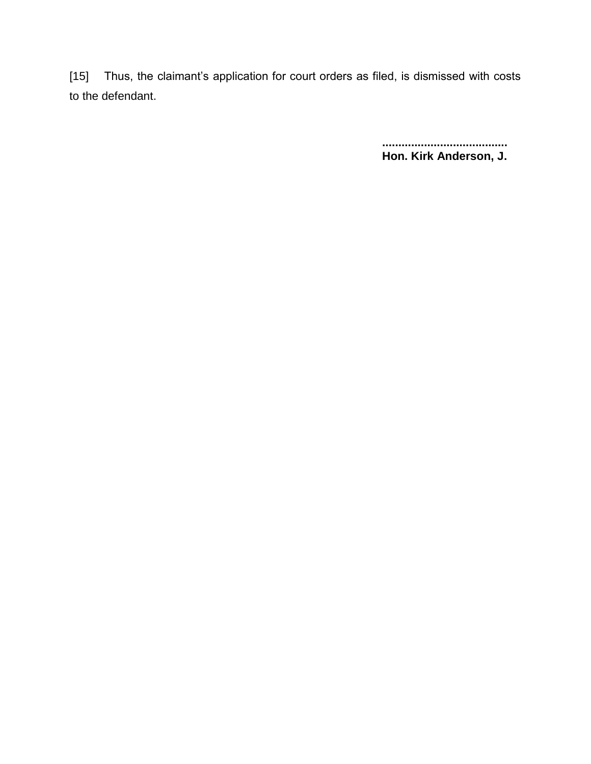[15] Thus, the claimant's application for court orders as filed, is dismissed with costs to the defendant.

......................................
**Hon. Kirk Anderson, J.**